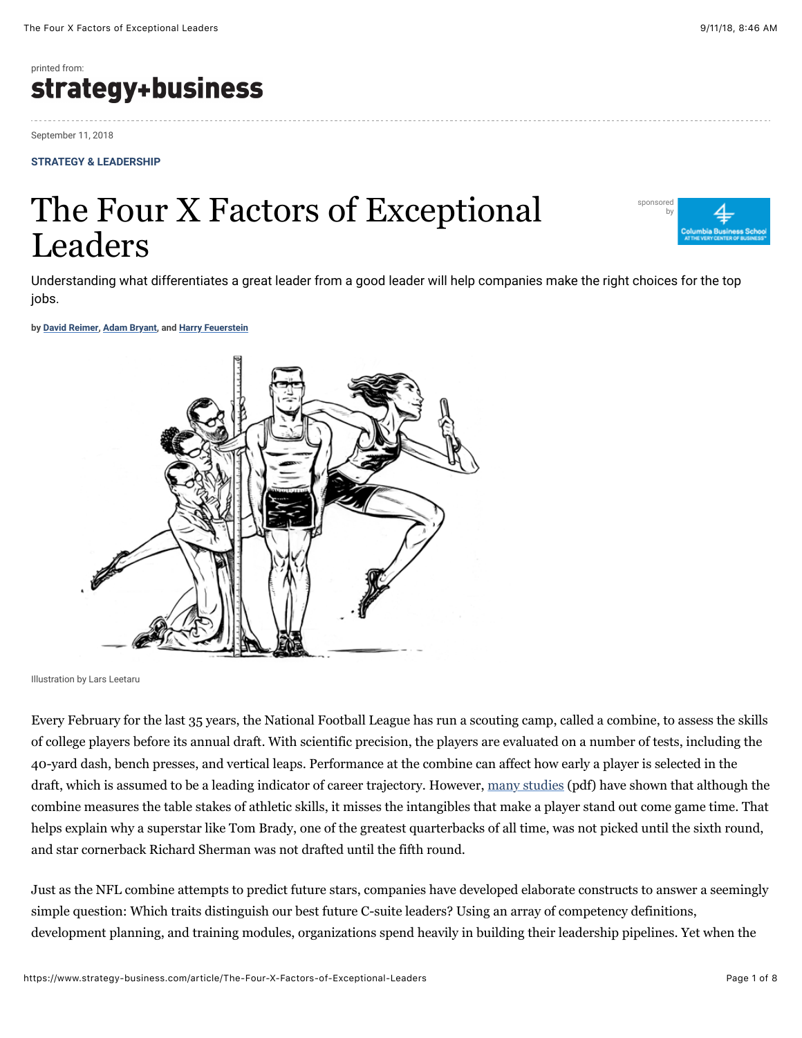printed from:

**strategy+business**

September 11, 2018

**STRATEGY & LEADERSHIP**

# The Four X Factors of Exceptional Leaders

sponsored by Columbia Business School

Understanding what differentiates a great leader from a good leader will help companies make the right choices for the top jobs.

**by David Reimer, Adam Bryant, and Harry Feuerstein**

Illustration by Lars Leetaru

Every February for the last 35 years, the National Football League has run a scouting camp, called a combine, to assess the skills of college players before its annual draft. With scientific precision, the players are evaluated on a number of tests, including the 40-yard dash, bench presses, and vertical leaps. Performance at the combine can affect how early a player is selected in the draft, which is assumed to be a leading indicator of career trajectory. However, many studies (pdf) have shown that although the combine measures the table stakes of athletic skills, it misses the intangibles that make a player stand out come game time. That helps explain why a superstar like Tom Brady, one of the greatest quarterbacks of all time, was not picked until the sixth round, and star cornerback Richard Sherman was not drafted until the fifth round.

Just as the NFL combine attempts to predict future stars, companies have developed elaborate constructs to answer a seemingly simple question: Which traits distinguish our best future C-suite leaders? Using an array of competency definitions, development planning, and training modules, organizations spend heavily in building their leadership pipelines. Yet when the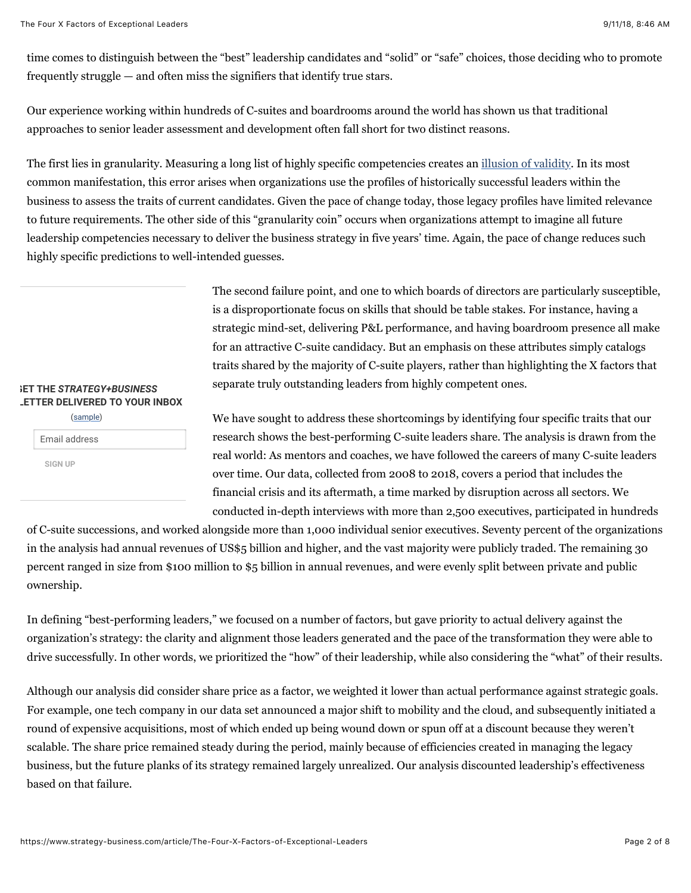time comes to distinguish between the "best" leadership candidates and "solid" or "safe" choices, those deciding who to promote frequently struggle — and often miss the signifiers that identify true stars.

Our experience working within hundreds of C-suites and boardrooms around the world has shown us that traditional approaches to senior leader assessment and development often fall short for two distinct reasons.

The first lies in granularity. Measuring a long list of highly specific competencies creates an illusion of validity. In its most common manifestation, this error arises when organizations use the profiles of historically successful leaders within the business to assess the traits of current candidates. Given the pace of change today, those legacy profiles have limited relevance to future requirements. The other side of this "granularity coin" occurs when organizations attempt to imagine all future leadership competencies necessary to deliver the business strategy in five years' time. Again, the pace of change reduces such highly specific predictions to well-intended guesses.

The second failure point, and one to which boards of directors are particularly susceptible, is a disproportionate focus on skills that should be table stakes. For instance, having a strategic mind-set, delivering P&L performance, and having boardroom presence all make for an attractive C-suite candidacy. But an emphasis on these attributes simply catalogs traits shared by the majority of C-suite players, rather than highlighting the X factors that separate truly outstanding leaders from highly competent ones.

We have sought to address these shortcomings by identifying four specific traits that our research shows the best-performing C-suite leaders share. The analysis is drawn from the real world: As mentors and coaches, we have followed the careers of many C-suite leaders over time. Our data, collected from 2008 to 2018, covers a period that includes the financial crisis and its aftermath, a time marked by disruption across all sectors. We conducted in-depth interviews with more than 2,500 executives, participated in hundreds of C-suite successions, and worked alongside more than 1,000 individual senior executives. Seventy percent of the organizations in the analysis had annual revenues of US$5 billion and higher, and the vast majority were publicly traded. The remaining 30 percent ranged in size from $100 million to $5 billion in annual revenues, and were evenly split between private and public ownership.

In defining "best-performing leaders," we focused on a number of factors, but gave priority to actual delivery against the organization's strategy: the clarity and alignment those leaders generated and the pace of the transformation they were able to drive successfully. In other words, we prioritized the "how" of their leadership, while also considering the "what" of their results.

Although our analysis did consider share price as a factor, we weighted it lower than actual performance against strategic goals. For example, one tech company in our data set announced a major shift to mobility and the cloud, and subsequently initiated a round of expensive acquisitions, most of which ended up being wound down or spun off at a discount because they weren't scalable. The share price remained steady during the period, mainly because of efficiencies created in managing the legacy business, but the future planks of its strategy remained largely unrealized. Our analysis discounted leadership's effectiveness based on that failure.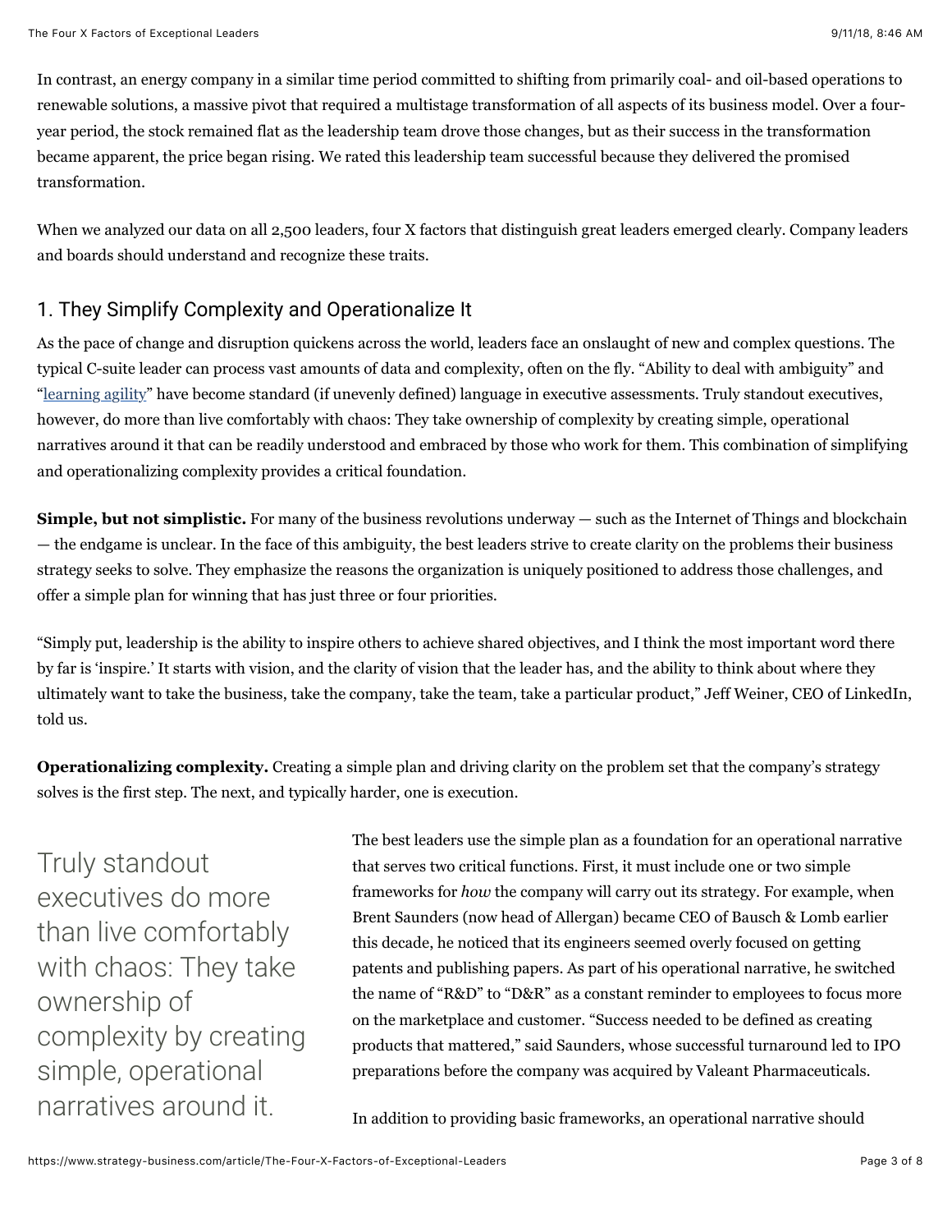In contrast, an energy company in a similar time period committed to shifting from primarily coal- and oil-based operations to renewable solutions, a massive pivot that required a multistage transformation of all aspects of its business model. Over a four-year period, the stock remained flat as the leadership team drove those changes, but as their success in the transformation became apparent, the price began rising. We rated this leadership team successful because they delivered the promised transformation.

When we analyzed our data on all 2,500 leaders, four X factors that distinguish great leaders emerged clearly. Company leaders and boards should understand and recognize these traits.

## 1. They Simplify Complexity and Operationalize It

As the pace of change and disruption quickens across the world, leaders face an onslaught of new and complex questions. The typical C-suite leader can process vast amounts of data and complexity, often on the fly. "Ability to deal with ambiguity" and "learning agility" have become standard (if unevenly defined) language in executive assessments. Truly standout executives, however, do more than live comfortably with chaos: They take ownership of complexity by creating simple, operational narratives around it that can be readily understood and embraced by those who work for them. This combination of simplifying and operationalizing complexity provides a critical foundation.

**Simple, but not simplistic.** For many of the business revolutions underway — such as the Internet of Things and blockchain — the endgame is unclear. In the face of this ambiguity, the best leaders strive to create clarity on the problems their business strategy seeks to solve. They emphasize the reasons the organization is uniquely positioned to address those challenges, and offer a simple plan for winning that has just three or four priorities.

"Simply put, leadership is the ability to inspire others to achieve shared objectives, and I think the most important word there by far is 'inspire.' It starts with vision, and the clarity of vision that the leader has, and the ability to think about where they ultimately want to take the business, take the company, take the team, take a particular product," Jeff Weiner, CEO of LinkedIn, told us.

**Operationalizing complexity.** Creating a simple plan and driving clarity on the problem set that the company's strategy solves is the first step. The next, and typically harder, one is execution.

> Truly standout executives do more than live comfortably with chaos: They take ownership of complexity by creating simple, operational narratives around it.

The best leaders use the simple plan as a foundation for an operational narrative that serves two critical functions. First, it must include one or two simple frameworks for *how* the company will carry out its strategy. For example, when Brent Saunders (now head of Allergan) became CEO of Bausch & Lomb earlier this decade, he noticed that its engineers seemed overly focused on getting patents and publishing papers. As part of his operational narrative, he switched the name of "R&D" to "D&R" as a constant reminder to employees to focus more on the marketplace and customer. "Success needed to be defined as creating products that mattered," said Saunders, whose successful turnaround led to IPO preparations before the company was acquired by Valeant Pharmaceuticals.

In addition to providing basic frameworks, an operational narrative should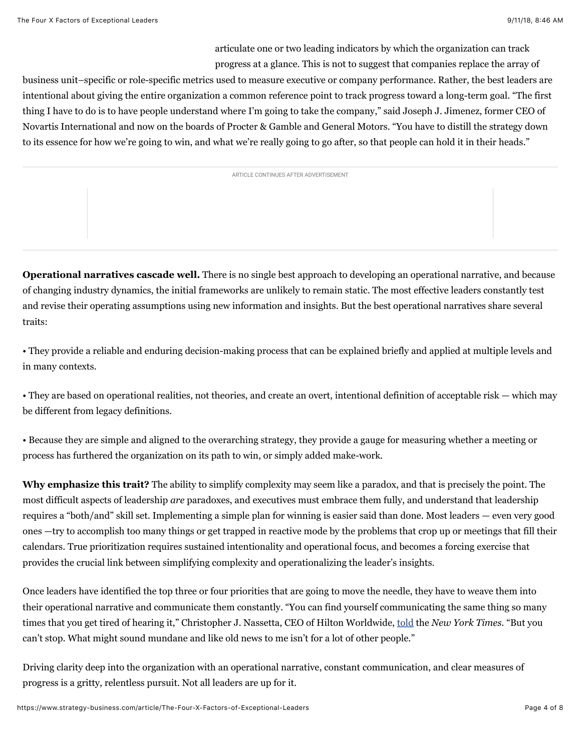articulate one or two leading indicators by which the organization can track progress at a glance. This is not to suggest that companies replace the array of business unit–specific or role-specific metrics used to measure executive or company performance. Rather, the best leaders are intentional about giving the entire organization a common reference point to track progress toward a long-term goal. "The first thing I have to do is to have people understand where I'm going to take the company," said Joseph J. Jimenez, former CEO of Novartis International and now on the boards of Procter & Gamble and General Motors. "You have to distill the strategy down to its essence for how we're going to win, and what we're really going to go after, so that people can hold it in their heads."

**Operational narratives cascade well.** There is no single best approach to developing an operational narrative, and because of changing industry dynamics, the initial frameworks are unlikely to remain static. The most effective leaders constantly test and revise their operating assumptions using new information and insights. But the best operational narratives share several traits:

• They provide a reliable and enduring decision-making process that can be explained briefly and applied at multiple levels and in many contexts.

• They are based on operational realities, not theories, and create an overt, intentional definition of acceptable risk — which may be different from legacy definitions.

• Because they are simple and aligned to the overarching strategy, they provide a gauge for measuring whether a meeting or process has furthered the organization on its path to win, or simply added make-work.

**Why emphasize this trait?** The ability to simplify complexity may seem like a paradox, and that is precisely the point. The most difficult aspects of leadership *are* paradoxes, and executives must embrace them fully, and understand that leadership requires a "both/and" skill set. Implementing a simple plan for winning is easier said than done. Most leaders — even very good ones —try to accomplish too many things or get trapped in reactive mode by the problems that crop up or meetings that fill their calendars. True prioritization requires sustained intentionality and operational focus, and becomes a forcing exercise that provides the crucial link between simplifying complexity and operationalizing the leader's insights.

Once leaders have identified the top three or four priorities that are going to move the needle, they have to weave them into their operational narrative and communicate them constantly. "You can find yourself communicating the same thing so many times that you get tired of hearing it," Christopher J. Nassetta, CEO of Hilton Worldwide, told the *New York Times*. "But you can't stop. What might sound mundane and like old news to me isn't for a lot of other people."

Driving clarity deep into the organization with an operational narrative, constant communication, and clear measures of progress is a gritty, relentless pursuit. Not all leaders are up for it.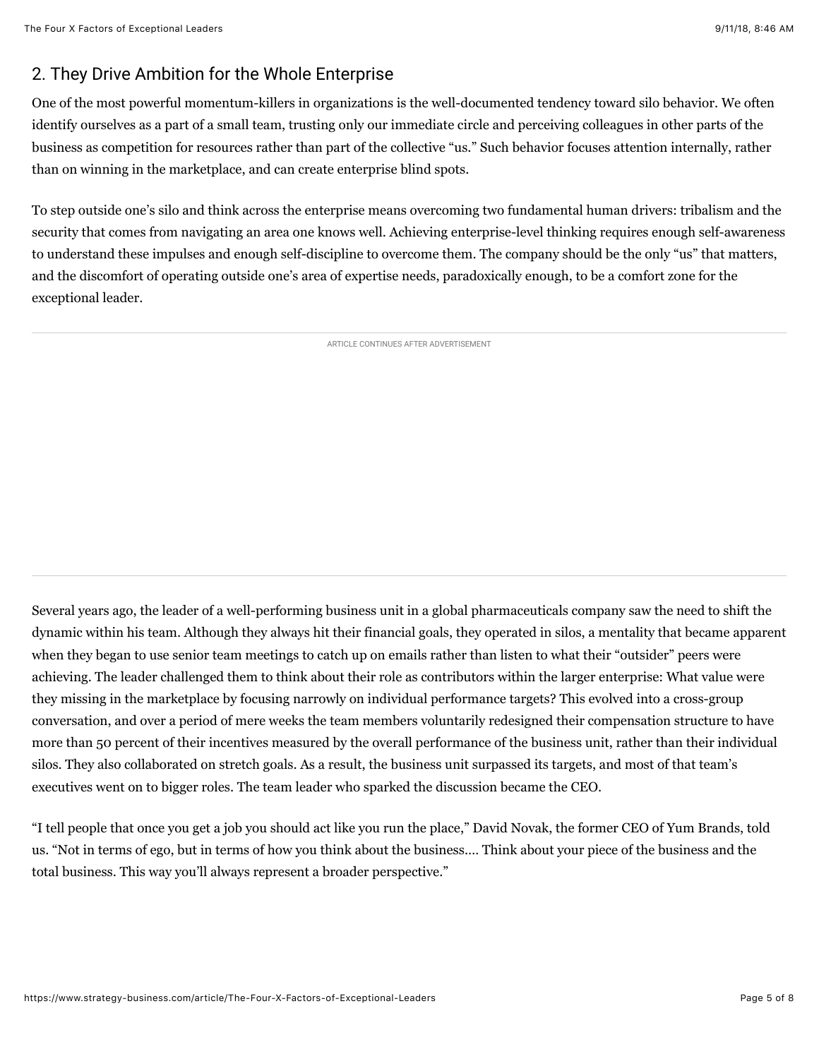## 2. They Drive Ambition for the Whole Enterprise

One of the most powerful momentum-killers in organizations is the well-documented tendency toward silo behavior. We often identify ourselves as a part of a small team, trusting only our immediate circle and perceiving colleagues in other parts of the business as competition for resources rather than part of the collective "us." Such behavior focuses attention internally, rather than on winning in the marketplace, and can create enterprise blind spots.

To step outside one's silo and think across the enterprise means overcoming two fundamental human drivers: tribalism and the security that comes from navigating an area one knows well. Achieving enterprise-level thinking requires enough self-awareness to understand these impulses and enough self-discipline to overcome them. The company should be the only "us" that matters, and the discomfort of operating outside one's area of expertise needs, paradoxically enough, to be a comfort zone for the exceptional leader.

Several years ago, the leader of a well-performing business unit in a global pharmaceuticals company saw the need to shift the dynamic within his team. Although they always hit their financial goals, they operated in silos, a mentality that became apparent when they began to use senior team meetings to catch up on emails rather than listen to what their "outsider" peers were achieving. The leader challenged them to think about their role as contributors within the larger enterprise: What value were they missing in the marketplace by focusing narrowly on individual performance targets? This evolved into a cross-group conversation, and over a period of mere weeks the team members voluntarily redesigned their compensation structure to have more than 50 percent of their incentives measured by the overall performance of the business unit, rather than their individual silos. They also collaborated on stretch goals. As a result, the business unit surpassed its targets, and most of that team's executives went on to bigger roles. The team leader who sparked the discussion became the CEO.

"I tell people that once you get a job you should act like you run the place," David Novak, the former CEO of Yum Brands, told us. "Not in terms of ego, but in terms of how you think about the business.... Think about your piece of the business and the total business. This way you'll always represent a broader perspective."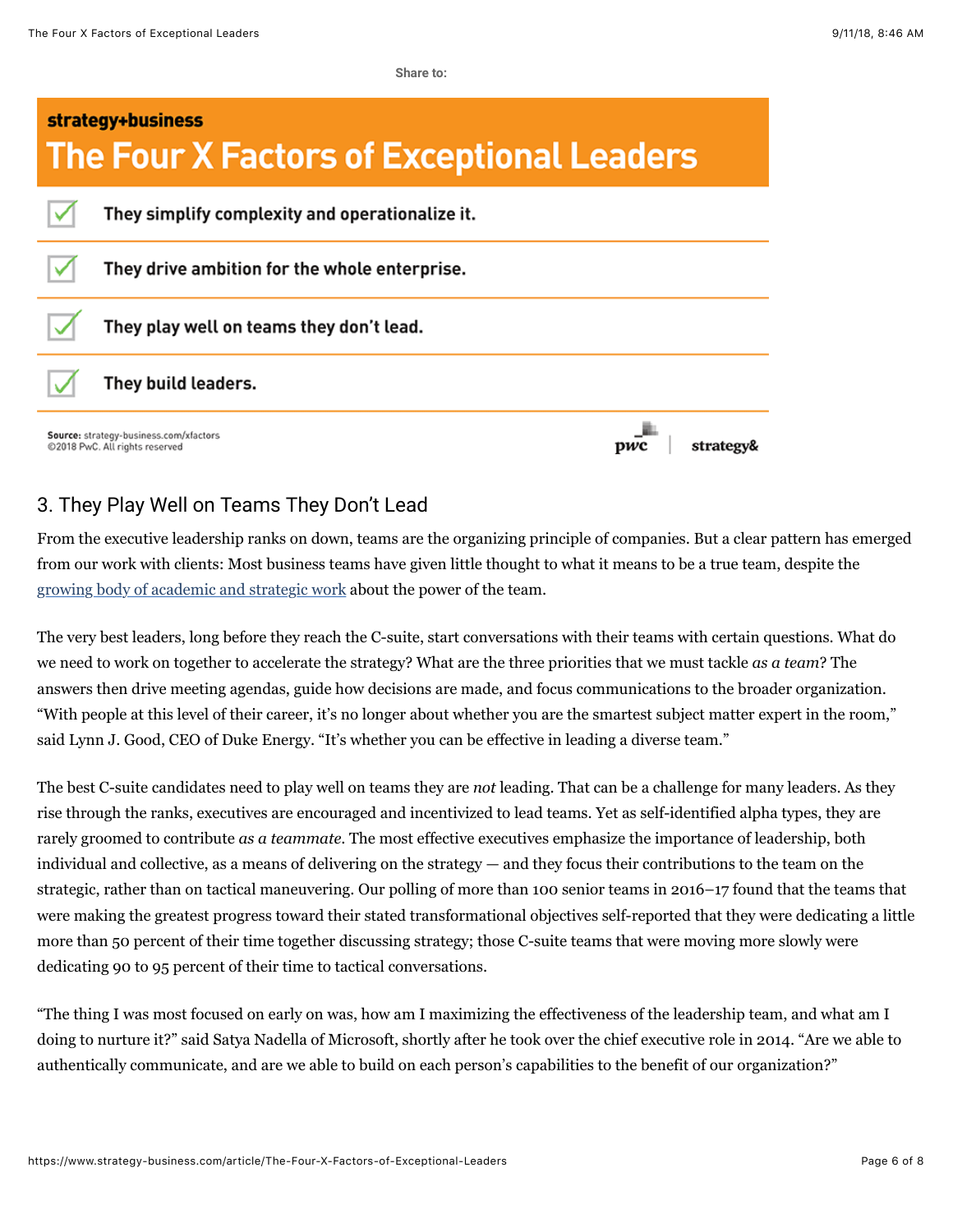Share to:

strategy+business

## The Four X Factors of Exceptional Leaders

- ✓ They simplify complexity and operationalize it.
- ✓ They drive ambition for the whole enterprise.
- ✓ They play well on teams they don't lead.
- ✓ They build leaders.

**Source:** strategy-business.com/xfactors
©2018 PwC. All rights reserved

pwc | strategy&

### 3. They Play Well on Teams They Don't Lead

From the executive leadership ranks on down, teams are the organizing principle of companies. But a clear pattern has emerged from our work with clients: Most business teams have given little thought to what it means to be a true team, despite the growing body of academic and strategic work about the power of the team.

The very best leaders, long before they reach the C-suite, start conversations with their teams with certain questions. What do we need to work on together to accelerate the strategy? What are the three priorities that we must tackle *as a team*? The answers then drive meeting agendas, guide how decisions are made, and focus communications to the broader organization. "With people at this level of their career, it's no longer about whether you are the smartest subject matter expert in the room," said Lynn J. Good, CEO of Duke Energy. "It's whether you can be effective in leading a diverse team."

The best C-suite candidates need to play well on teams they are *not* leading. That can be a challenge for many leaders. As they rise through the ranks, executives are encouraged and incentivized to lead teams. Yet as self-identified alpha types, they are rarely groomed to contribute *as a teammate*. The most effective executives emphasize the importance of leadership, both individual and collective, as a means of delivering on the strategy — and they focus their contributions to the team on the strategic, rather than on tactical maneuvering. Our polling of more than 100 senior teams in 2016–17 found that the teams that were making the greatest progress toward their stated transformational objectives self-reported that they were dedicating a little more than 50 percent of their time together discussing strategy; those C-suite teams that were moving more slowly were dedicating 90 to 95 percent of their time to tactical conversations.

"The thing I was most focused on early on was, how am I maximizing the effectiveness of the leadership team, and what am I doing to nurture it?" said Satya Nadella of Microsoft, shortly after he took over the chief executive role in 2014. "Are we able to authentically communicate, and are we able to build on each person's capabilities to the benefit of our organization?"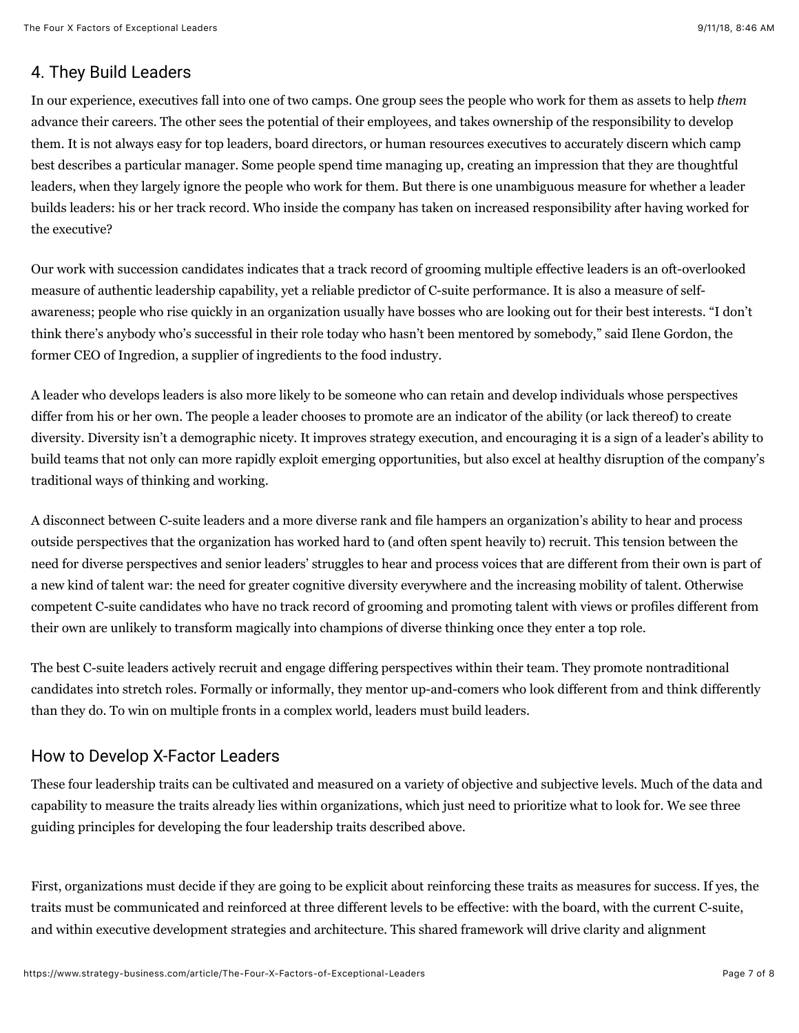## 4. They Build Leaders

In our experience, executives fall into one of two camps. One group sees the people who work for them as assets to help *them* advance their careers. The other sees the potential of their employees, and takes ownership of the responsibility to develop them. It is not always easy for top leaders, board directors, or human resources executives to accurately discern which camp best describes a particular manager. Some people spend time managing up, creating an impression that they are thoughtful leaders, when they largely ignore the people who work for them. But there is one unambiguous measure for whether a leader builds leaders: his or her track record. Who inside the company has taken on increased responsibility after having worked for the executive?

Our work with succession candidates indicates that a track record of grooming multiple effective leaders is an oft-overlooked measure of authentic leadership capability, yet a reliable predictor of C-suite performance. It is also a measure of self-awareness; people who rise quickly in an organization usually have bosses who are looking out for their best interests. "I don't think there's anybody who's successful in their role today who hasn't been mentored by somebody," said Ilene Gordon, the former CEO of Ingredion, a supplier of ingredients to the food industry.

A leader who develops leaders is also more likely to be someone who can retain and develop individuals whose perspectives differ from his or her own. The people a leader chooses to promote are an indicator of the ability (or lack thereof) to create diversity. Diversity isn't a demographic nicety. It improves strategy execution, and encouraging it is a sign of a leader's ability to build teams that not only can more rapidly exploit emerging opportunities, but also excel at healthy disruption of the company's traditional ways of thinking and working.

A disconnect between C-suite leaders and a more diverse rank and file hampers an organization's ability to hear and process outside perspectives that the organization has worked hard to (and often spent heavily to) recruit. This tension between the need for diverse perspectives and senior leaders' struggles to hear and process voices that are different from their own is part of a new kind of talent war: the need for greater cognitive diversity everywhere and the increasing mobility of talent. Otherwise competent C-suite candidates who have no track record of grooming and promoting talent with views or profiles different from their own are unlikely to transform magically into champions of diverse thinking once they enter a top role.

The best C-suite leaders actively recruit and engage differing perspectives within their team. They promote nontraditional candidates into stretch roles. Formally or informally, they mentor up-and-comers who look different from and think differently than they do. To win on multiple fronts in a complex world, leaders must build leaders.

## How to Develop X-Factor Leaders

These four leadership traits can be cultivated and measured on a variety of objective and subjective levels. Much of the data and capability to measure the traits already lies within organizations, which just need to prioritize what to look for. We see three guiding principles for developing the four leadership traits described above.

First, organizations must decide if they are going to be explicit about reinforcing these traits as measures for success. If yes, the traits must be communicated and reinforced at three different levels to be effective: with the board, with the current C-suite, and within executive development strategies and architecture. This shared framework will drive clarity and alignment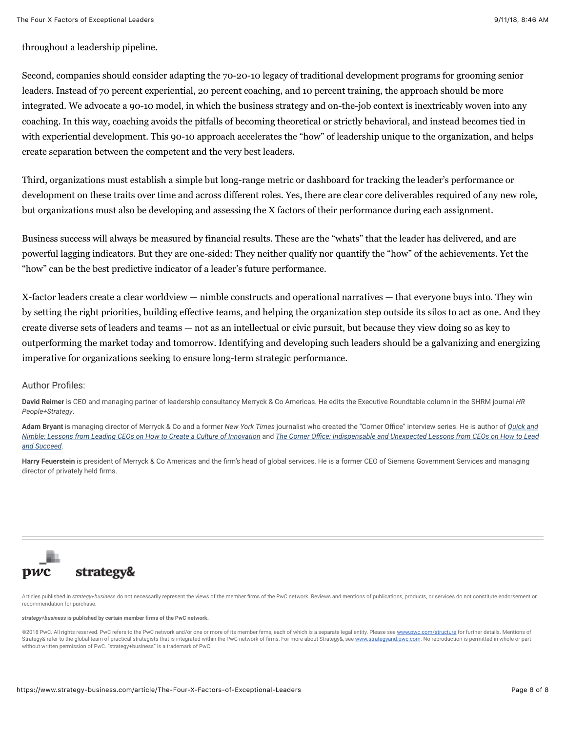throughout a leadership pipeline.

Second, companies should consider adapting the 70-20-10 legacy of traditional development programs for grooming senior leaders. Instead of 70 percent experiential, 20 percent coaching, and 10 percent training, the approach should be more integrated. We advocate a 90-10 model, in which the business strategy and on-the-job context is inextricably woven into any coaching. In this way, coaching avoids the pitfalls of becoming theoretical or strictly behavioral, and instead becomes tied in with experiential development. This 90-10 approach accelerates the "how" of leadership unique to the organization, and helps create separation between the competent and the very best leaders.

Third, organizations must establish a simple but long-range metric or dashboard for tracking the leader's performance or development on these traits over time and across different roles. Yes, there are clear core deliverables required of any new role, but organizations must also be developing and assessing the X factors of their performance during each assignment.

Business success will always be measured by financial results. These are the "whats" that the leader has delivered, and are powerful lagging indicators. But they are one-sided: They neither qualify nor quantify the "how" of the achievements. Yet the "how" can be the best predictive indicator of a leader's future performance.

X-factor leaders create a clear worldview — nimble constructs and operational narratives — that everyone buys into. They win by setting the right priorities, building effective teams, and helping the organization step outside its silos to act as one. And they create diverse sets of leaders and teams — not as an intellectual or civic pursuit, but because they view doing so as key to outperforming the market today and tomorrow. Identifying and developing such leaders should be a galvanizing and energizing imperative for organizations seeking to ensure long-term strategic performance.

## Author Profiles:

**David Reimer** is CEO and managing partner of leadership consultancy Merryck & Co Americas. He edits the Executive Roundtable column in the SHRM journal *HR People+Strategy*.

**Adam Bryant** is managing director of Merryck & Co and a former *New York Times* journalist who created the "Corner Office" interview series. He is author of *Quick and Nimble: Lessons from Leading CEOs on How to Create a Culture of Innovation* and *The Corner Office: Indispensable and Unexpected Lessons from CEOs on How to Lead and Succeed*.

**Harry Feuerstein** is president of Merryck & Co Americas and the firm's head of global services. He is a former CEO of Siemens Government Services and managing director of privately held firms.

---

pwc strategy&

Articles published in *strategy+business* do not necessarily represent the views of the member firms of the PwC network. Reviews and mentions of publications, products, or services do not constitute endorsement or recommendation for purchase.

***strategy+business*** **is published by certain member firms of the PwC network.**

©2018 PwC. All rights reserved. PwC refers to the PwC network and/or one or more of its member firms, each of which is a separate legal entity. Please see www.pwc.com/structure for further details. Mentions of Strategy& refer to the global team of practical strategists that is integrated within the PwC network of firms. For more about Strategy&, see www.strategyand.pwc.com. No reproduction is permitted in whole or part without written permission of PwC. "strategy+business" is a trademark of PwC.